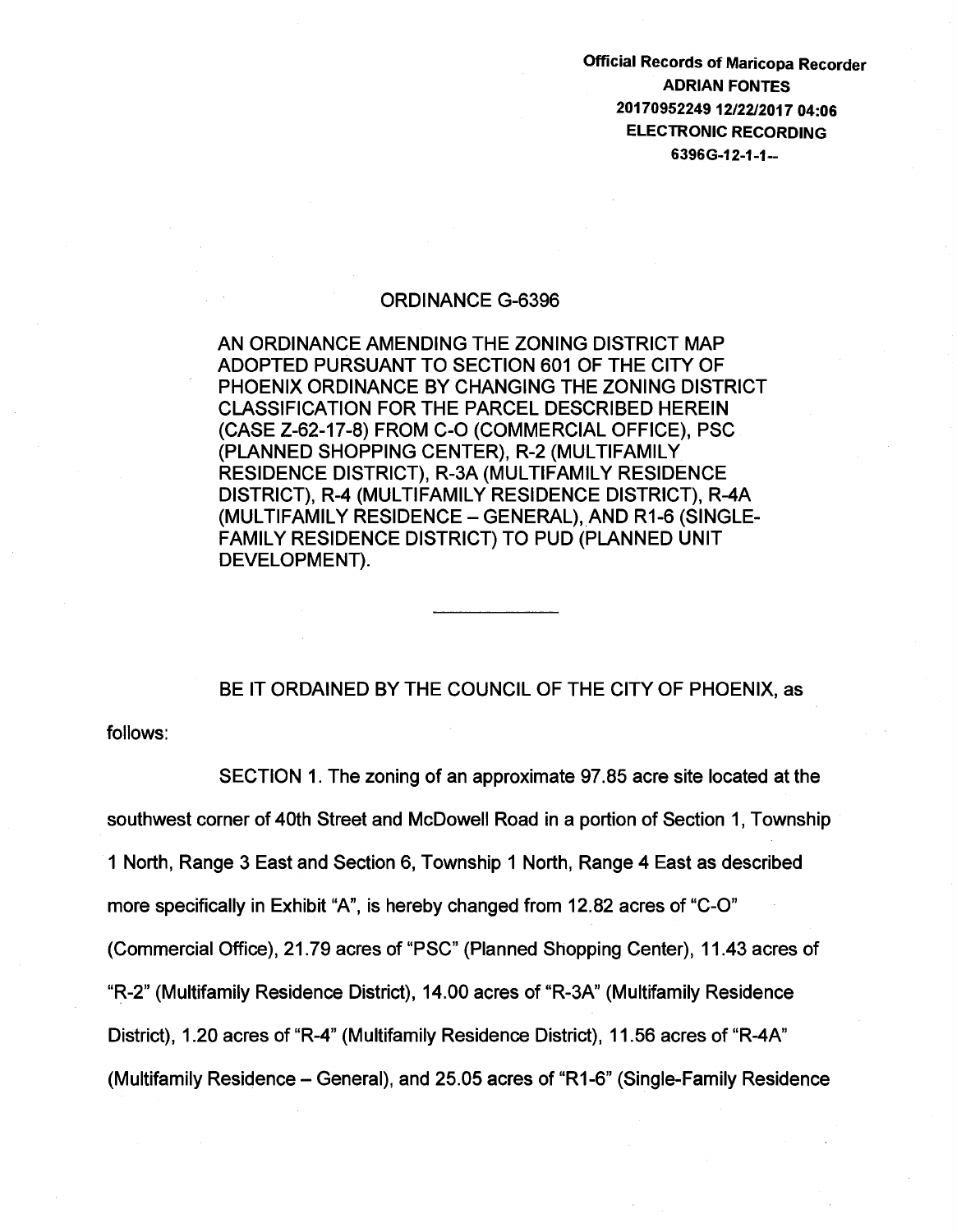Official Records of Maricopa Recorder
ADRIAN FONTES
20170952249 12/22/2017 04:06
ELECTRONIC RECORDING
6396G-12-1-1--

# ORDINANCE G-6396

AN ORDINANCE AMENDING THE ZONING DISTRICT MAP ADOPTED PURSUANT TO SECTION 601 OF THE CITY OF PHOENIX ORDINANCE BY CHANGING THE ZONING DISTRICT CLASSIFICATION FOR THE PARCEL DESCRIBED HEREIN (CASE Z-62-17-8) FROM C-O (COMMERCIAL OFFICE), PSC (PLANNED SHOPPING CENTER), R-2 (MULTIFAMILY RESIDENCE DISTRICT), R-3A (MULTIFAMILY RESIDENCE DISTRICT), R-4 (MULTIFAMILY RESIDENCE DISTRICT), R-4A (MULTIFAMILY RESIDENCE – GENERAL), AND R1-6 (SINGLE-FAMILY RESIDENCE DISTRICT) TO PUD (PLANNED UNIT DEVELOPMENT).

---

BE IT ORDAINED BY THE COUNCIL OF THE CITY OF PHOENIX, as follows:

SECTION 1. The zoning of an approximate 97.85 acre site located at the southwest corner of 40th Street and McDowell Road in a portion of Section 1, Township 1 North, Range 3 East and Section 6, Township 1 North, Range 4 East as described more specifically in Exhibit "A", is hereby changed from 12.82 acres of "C-O" (Commercial Office), 21.79 acres of "PSC" (Planned Shopping Center), 11.43 acres of "R-2" (Multifamily Residence District), 14.00 acres of "R-3A" (Multifamily Residence District), 1.20 acres of "R-4" (Multifamily Residence District), 11.56 acres of "R-4A" (Multifamily Residence – General), and 25.05 acres of "R1-6" (Single-Family Residence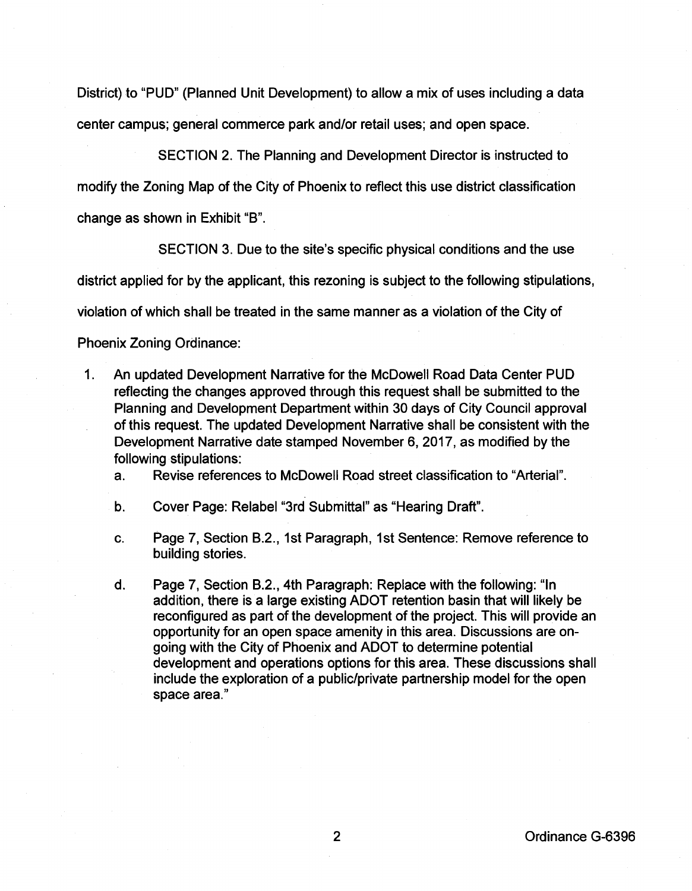District) to "PUD" (Planned Unit Development) to allow a mix of uses including a data center campus; general commerce park and/or retail uses; and open space.

SECTION 2. The Planning and Development Director is instructed to modify the Zoning Map of the City of Phoenix to reflect this use district classification change as shown in Exhibit "B".

SECTION 3. Due to the site's specific physical conditions and the use district applied for by the applicant, this rezoning is subject to the following stipulations, violation of which shall be treated in the same manner as a violation of the City of Phoenix Zoning Ordinance:

1. An updated Development Narrative for the McDowell Road Data Center PUD reflecting the changes approved through this request shall be submitted to the Planning and Development Department within 30 days of City Council approval of this request. The updated Development Narrative shall be consistent with the Development Narrative date stamped November 6, 2017, as modified by the following stipulations:
   a. Revise references to McDowell Road street classification to "Arterial".
   b. Cover Page: Relabel "3rd Submittal" as "Hearing Draft".
   c. Page 7, Section B.2., 1st Paragraph, 1st Sentence: Remove reference to building stories.
   d. Page 7, Section B.2., 4th Paragraph: Replace with the following: "In addition, there is a large existing ADOT retention basin that will likely be reconfigured as part of the development of the project. This will provide an opportunity for an open space amenity in this area. Discussions are on-going with the City of Phoenix and ADOT to determine potential development and operations options for this area. These discussions shall include the exploration of a public/private partnership model for the open space area."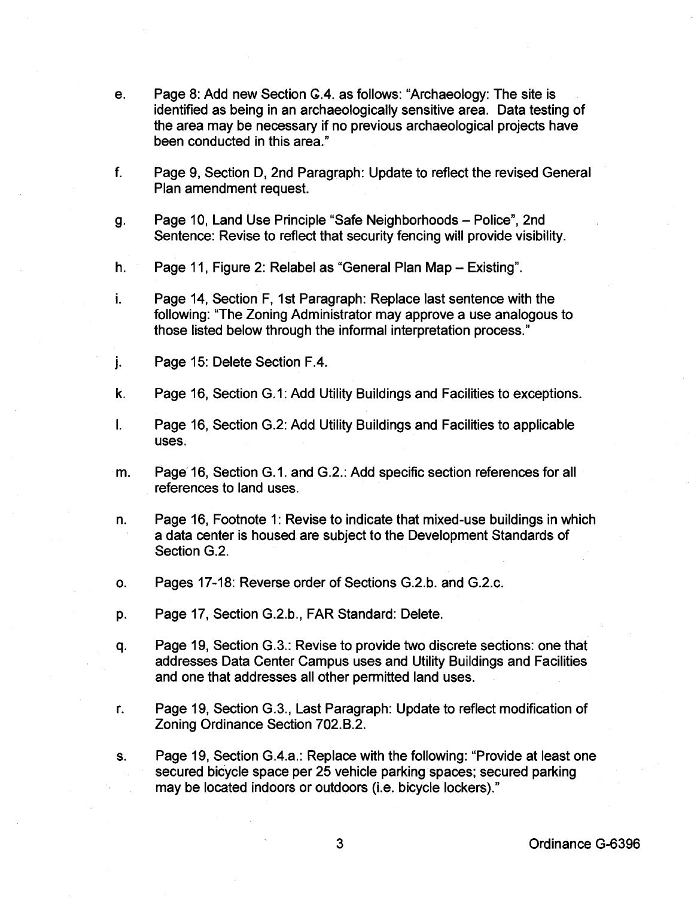e. Page 8: Add new Section G.4. as follows: "Archaeology: The site is identified as being in an archaeologically sensitive area. Data testing of the area may be necessary if no previous archaeological projects have been conducted in this area."

f. Page 9, Section D, 2nd Paragraph: Update to reflect the revised General Plan amendment request.

g. Page 10, Land Use Principle "Safe Neighborhoods – Police", 2nd Sentence: Revise to reflect that security fencing will provide visibility.

h. Page 11, Figure 2: Relabel as "General Plan Map – Existing".

i. Page 14, Section F, 1st Paragraph: Replace last sentence with the following: "The Zoning Administrator may approve a use analogous to those listed below through the informal interpretation process."

j. Page 15: Delete Section F.4.

k. Page 16, Section G.1: Add Utility Buildings and Facilities to exceptions.

l. Page 16, Section G.2: Add Utility Buildings and Facilities to applicable uses.

m. Page 16, Section G.1. and G.2.: Add specific section references for all references to land uses.

n. Page 16, Footnote 1: Revise to indicate that mixed-use buildings in which a data center is housed are subject to the Development Standards of Section G.2.

o. Pages 17-18: Reverse order of Sections G.2.b. and G.2.c.

p. Page 17, Section G.2.b., FAR Standard: Delete.

q. Page 19, Section G.3.: Revise to provide two discrete sections: one that addresses Data Center Campus uses and Utility Buildings and Facilities and one that addresses all other permitted land uses.

r. Page 19, Section G.3., Last Paragraph: Update to reflect modification of Zoning Ordinance Section 702.B.2.

s. Page 19, Section G.4.a.: Replace with the following: "Provide at least one secured bicycle space per 25 vehicle parking spaces; secured parking may be located indoors or outdoors (i.e. bicycle lockers)."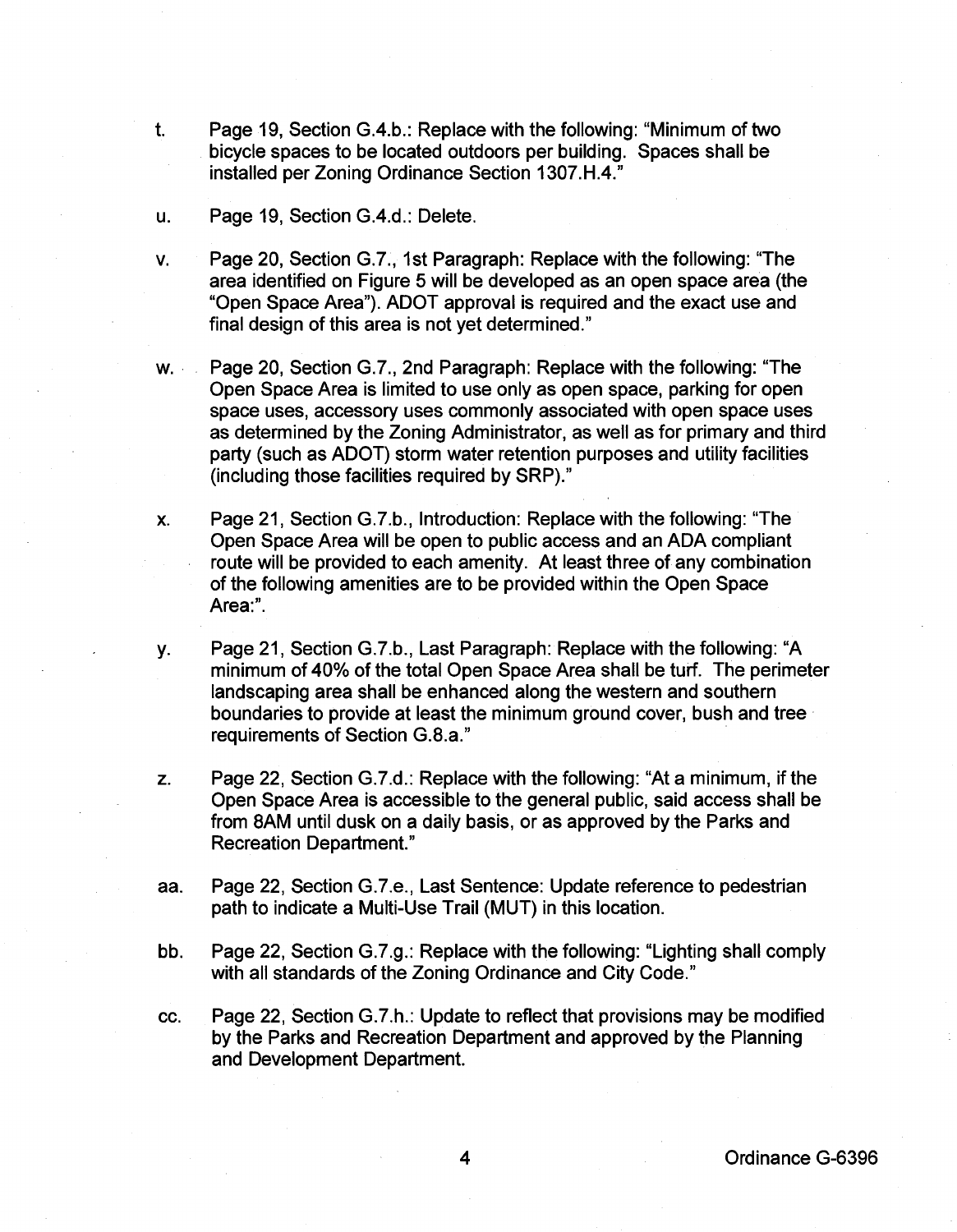t. Page 19, Section G.4.b.: Replace with the following: "Minimum of two bicycle spaces to be located outdoors per building. Spaces shall be installed per Zoning Ordinance Section 1307.H.4."

u. Page 19, Section G.4.d.: Delete.

v. Page 20, Section G.7., 1st Paragraph: Replace with the following: "The area identified on Figure 5 will be developed as an open space area (the "Open Space Area"). ADOT approval is required and the exact use and final design of this area is not yet determined."

w. Page 20, Section G.7., 2nd Paragraph: Replace with the following: "The Open Space Area is limited to use only as open space, parking for open space uses, accessory uses commonly associated with open space uses as determined by the Zoning Administrator, as well as for primary and third party (such as ADOT) storm water retention purposes and utility facilities (including those facilities required by SRP)."

x. Page 21, Section G.7.b., Introduction: Replace with the following: "The Open Space Area will be open to public access and an ADA compliant route will be provided to each amenity. At least three of any combination of the following amenities are to be provided within the Open Space Area:".

y. Page 21, Section G.7.b., Last Paragraph: Replace with the following: "A minimum of 40% of the total Open Space Area shall be turf. The perimeter landscaping area shall be enhanced along the western and southern boundaries to provide at least the minimum ground cover, bush and tree requirements of Section G.8.a."

z. Page 22, Section G.7.d.: Replace with the following: "At a minimum, if the Open Space Area is accessible to the general public, said access shall be from 8AM until dusk on a daily basis, or as approved by the Parks and Recreation Department."

aa. Page 22, Section G.7.e., Last Sentence: Update reference to pedestrian path to indicate a Multi-Use Trail (MUT) in this location.

bb. Page 22, Section G.7.g.: Replace with the following: "Lighting shall comply with all standards of the Zoning Ordinance and City Code."

cc. Page 22, Section G.7.h.: Update to reflect that provisions may be modified by the Parks and Recreation Department and approved by the Planning and Development Department.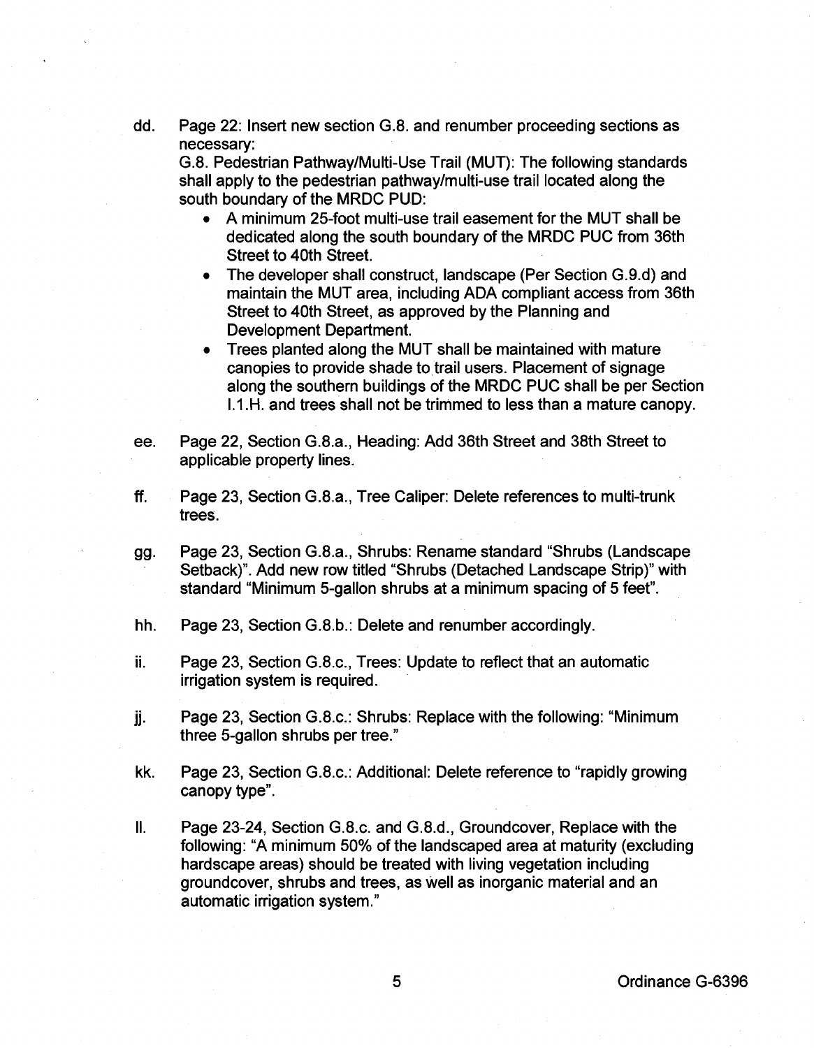dd. Page 22: Insert new section G.8. and renumber proceeding sections as necessary:

G.8. Pedestrian Pathway/Multi-Use Trail (MUT): The following standards shall apply to the pedestrian pathway/multi-use trail located along the south boundary of the MRDC PUD:

- A minimum 25-foot multi-use trail easement for the MUT shall be dedicated along the south boundary of the MRDC PUC from 36th Street to 40th Street.
- The developer shall construct, landscape (Per Section G.9.d) and maintain the MUT area, including ADA compliant access from 36th Street to 40th Street, as approved by the Planning and Development Department.
- Trees planted along the MUT shall be maintained with mature canopies to provide shade to trail users. Placement of signage along the southern buildings of the MRDC PUC shall be per Section I.1.H. and trees shall not be trimmed to less than a mature canopy.

ee. Page 22, Section G.8.a., Heading: Add 36th Street and 38th Street to applicable property lines.

ff. Page 23, Section G.8.a., Tree Caliper: Delete references to multi-trunk trees.

gg. Page 23, Section G.8.a., Shrubs: Rename standard "Shrubs (Landscape Setback)". Add new row titled "Shrubs (Detached Landscape Strip)" with standard "Minimum 5-gallon shrubs at a minimum spacing of 5 feet".

hh. Page 23, Section G.8.b.: Delete and renumber accordingly.

ii. Page 23, Section G.8.c., Trees: Update to reflect that an automatic irrigation system is required.

jj. Page 23, Section G.8.c.: Shrubs: Replace with the following: "Minimum three 5-gallon shrubs per tree."

kk. Page 23, Section G.8.c.: Additional: Delete reference to "rapidly growing canopy type".

ll. Page 23-24, Section G.8.c. and G.8.d., Groundcover, Replace with the following: "A minimum 50% of the landscaped area at maturity (excluding hardscape areas) should be treated with living vegetation including groundcover, shrubs and trees, as well as inorganic material and an automatic irrigation system."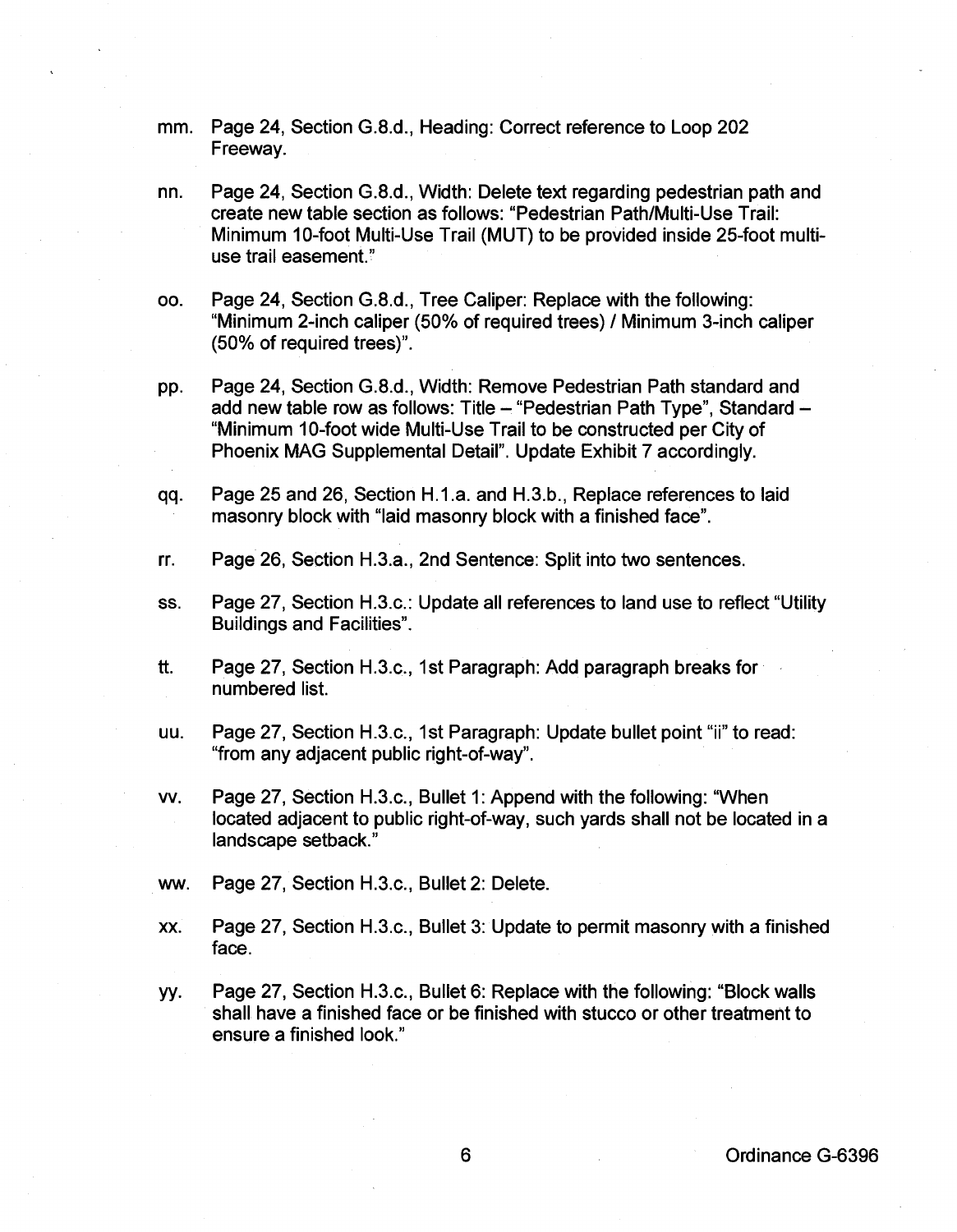mm. Page 24, Section G.8.d., Heading: Correct reference to Loop 202 Freeway.

nn. Page 24, Section G.8.d., Width: Delete text regarding pedestrian path and create new table section as follows: "Pedestrian Path/Multi-Use Trail: Minimum 10-foot Multi-Use Trail (MUT) to be provided inside 25-foot multi-use trail easement."

oo. Page 24, Section G.8.d., Tree Caliper: Replace with the following: "Minimum 2-inch caliper (50% of required trees) / Minimum 3-inch caliper (50% of required trees)".

pp. Page 24, Section G.8.d., Width: Remove Pedestrian Path standard and add new table row as follows: Title – "Pedestrian Path Type", Standard – "Minimum 10-foot wide Multi-Use Trail to be constructed per City of Phoenix MAG Supplemental Detail". Update Exhibit 7 accordingly.

qq. Page 25 and 26, Section H.1.a. and H.3.b., Replace references to laid masonry block with "laid masonry block with a finished face".

rr. Page 26, Section H.3.a., 2nd Sentence: Split into two sentences.

ss. Page 27, Section H.3.c.: Update all references to land use to reflect "Utility Buildings and Facilities".

tt. Page 27, Section H.3.c., 1st Paragraph: Add paragraph breaks for numbered list.

uu. Page 27, Section H.3.c., 1st Paragraph: Update bullet point "ii" to read: "from any adjacent public right-of-way".

vv. Page 27, Section H.3.c., Bullet 1: Append with the following: "When located adjacent to public right-of-way, such yards shall not be located in a landscape setback."

ww. Page 27, Section H.3.c., Bullet 2: Delete.

xx. Page 27, Section H.3.c., Bullet 3: Update to permit masonry with a finished face.

yy. Page 27, Section H.3.c., Bullet 6: Replace with the following: "Block walls shall have a finished face or be finished with stucco or other treatment to ensure a finished look."

Ordinance G-6396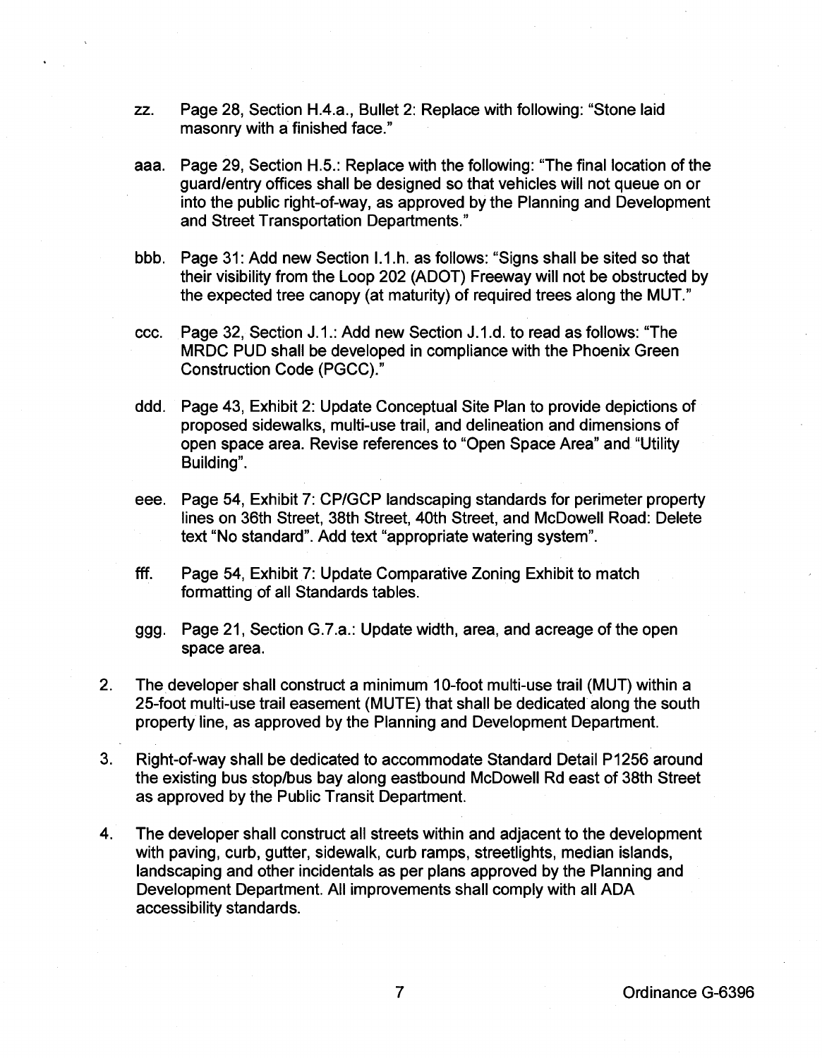zz. Page 28, Section H.4.a., Bullet 2: Replace with following: "Stone laid masonry with a finished face."

aaa. Page 29, Section H.5.: Replace with the following: "The final location of the guard/entry offices shall be designed so that vehicles will not queue on or into the public right-of-way, as approved by the Planning and Development and Street Transportation Departments."

bbb. Page 31: Add new Section I.1.h. as follows: "Signs shall be sited so that their visibility from the Loop 202 (ADOT) Freeway will not be obstructed by the expected tree canopy (at maturity) of required trees along the MUT."

ccc. Page 32, Section J.1.: Add new Section J.1.d. to read as follows: "The MRDC PUD shall be developed in compliance with the Phoenix Green Construction Code (PGCC)."

ddd. Page 43, Exhibit 2: Update Conceptual Site Plan to provide depictions of proposed sidewalks, multi-use trail, and delineation and dimensions of open space area. Revise references to "Open Space Area" and "Utility Building".

eee. Page 54, Exhibit 7: CP/GCP landscaping standards for perimeter property lines on 36th Street, 38th Street, 40th Street, and McDowell Road: Delete text "No standard". Add text "appropriate watering system".

fff. Page 54, Exhibit 7: Update Comparative Zoning Exhibit to match formatting of all Standards tables.

ggg. Page 21, Section G.7.a.: Update width, area, and acreage of the open space area.

2. The developer shall construct a minimum 10-foot multi-use trail (MUT) within a 25-foot multi-use trail easement (MUTE) that shall be dedicated along the south property line, as approved by the Planning and Development Department.

3. Right-of-way shall be dedicated to accommodate Standard Detail P1256 around the existing bus stop/bus bay along eastbound McDowell Rd east of 38th Street as approved by the Public Transit Department.

4. The developer shall construct all streets within and adjacent to the development with paving, curb, gutter, sidewalk, curb ramps, streetlights, median islands, landscaping and other incidentals as per plans approved by the Planning and Development Department. All improvements shall comply with all ADA accessibility standards.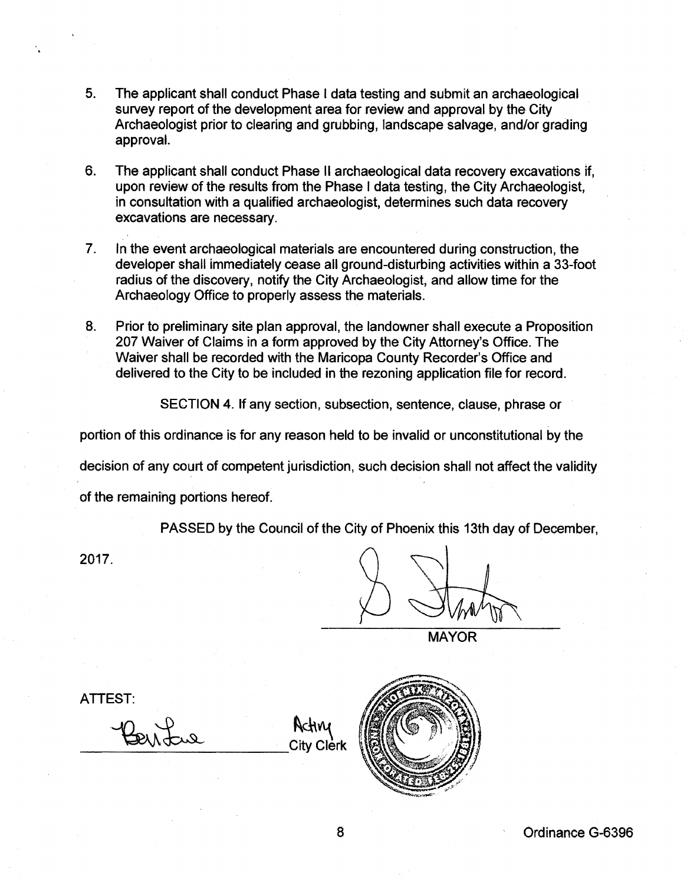5. The applicant shall conduct Phase I data testing and submit an archaeological survey report of the development area for review and approval by the City Archaeologist prior to clearing and grubbing, landscape salvage, and/or grading approval.

6. The applicant shall conduct Phase II archaeological data recovery excavations if, upon review of the results from the Phase I data testing, the City Archaeologist, in consultation with a qualified archaeologist, determines such data recovery excavations are necessary.

7. In the event archaeological materials are encountered during construction, the developer shall immediately cease all ground-disturbing activities within a 33-foot radius of the discovery, notify the City Archaeologist, and allow time for the Archaeology Office to properly assess the materials.

8. Prior to preliminary site plan approval, the landowner shall execute a Proposition 207 Waiver of Claims in a form approved by the City Attorney's Office. The Waiver shall be recorded with the Maricopa County Recorder's Office and delivered to the City to be included in the rezoning application file for record.

SECTION 4. If any section, subsection, sentence, clause, phrase or portion of this ordinance is for any reason held to be invalid or unconstitutional by the decision of any court of competent jurisdiction, such decision shall not affect the validity of the remaining portions hereof.

PASSED by the Council of the City of Phoenix this 13th day of December, 2017.

MAYOR

ATTEST:

Acting City Clerk

Ordinance G-6396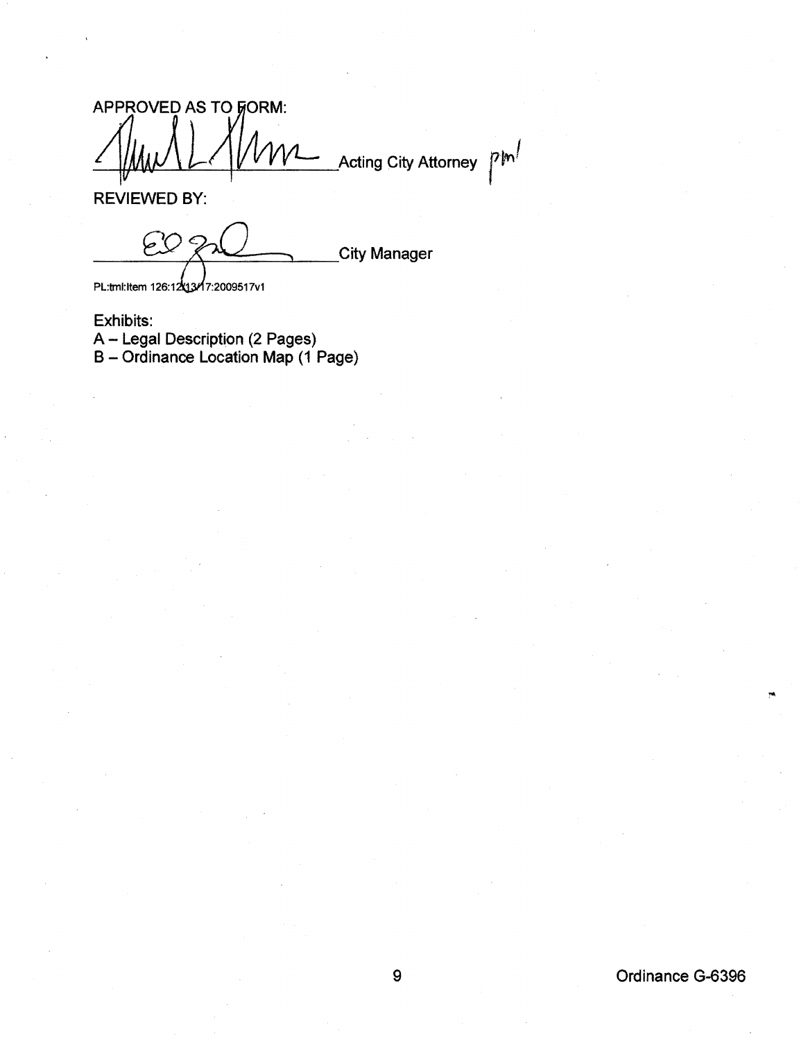APPROVED AS TO FORM:

_______________________ Acting City Attorney pml

REVIEWED BY:

_______________________ City Manager

PL:tml:Item 126:12/13/17:2009517v1

Exhibits:
A – Legal Description (2 Pages)
B – Ordinance Location Map (1 Page)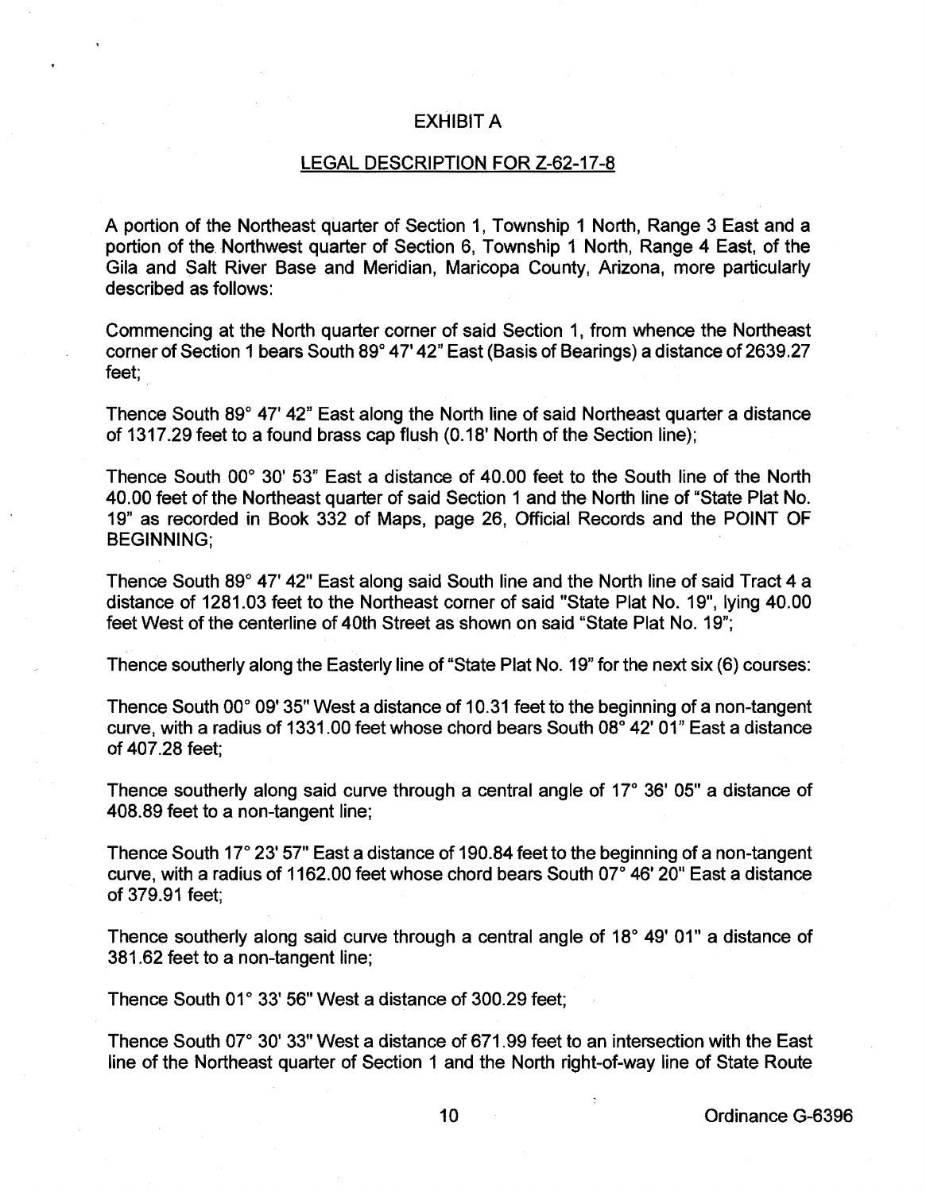## EXHIBIT A

## LEGAL DESCRIPTION FOR Z-62-17-8

A portion of the Northeast quarter of Section 1, Township 1 North, Range 3 East and a portion of the Northwest quarter of Section 6, Township 1 North, Range 4 East, of the Gila and Salt River Base and Meridian, Maricopa County, Arizona, more particularly described as follows:

Commencing at the North quarter corner of said Section 1, from whence the Northeast corner of Section 1 bears South 89° 47' 42" East (Basis of Bearings) a distance of 2639.27 feet;

Thence South 89° 47' 42" East along the North line of said Northeast quarter a distance of 1317.29 feet to a found brass cap flush (0.18' North of the Section line);

Thence South 00° 30' 53" East a distance of 40.00 feet to the South line of the North 40.00 feet of the Northeast quarter of said Section 1 and the North line of "State Plat No. 19" as recorded in Book 332 of Maps, page 26, Official Records and the POINT OF BEGINNING;

Thence South 89° 47' 42" East along said South line and the North line of said Tract 4 a distance of 1281.03 feet to the Northeast corner of said "State Plat No. 19", lying 40.00 feet West of the centerline of 40th Street as shown on said "State Plat No. 19";

Thence southerly along the Easterly line of "State Plat No. 19" for the next six (6) courses:

Thence South 00° 09' 35" West a distance of 10.31 feet to the beginning of a non-tangent curve, with a radius of 1331.00 feet whose chord bears South 08° 42' 01" East a distance of 407.28 feet;

Thence southerly along said curve through a central angle of 17° 36' 05" a distance of 408.89 feet to a non-tangent line;

Thence South 17° 23' 57" East a distance of 190.84 feet to the beginning of a non-tangent curve, with a radius of 1162.00 feet whose chord bears South 07° 46' 20" East a distance of 379.91 feet;

Thence southerly along said curve through a central angle of 18° 49' 01" a distance of 381.62 feet to a non-tangent line;

Thence South 01° 33' 56" West a distance of 300.29 feet;

Thence South 07° 30' 33" West a distance of 671.99 feet to an intersection with the East line of the Northeast quarter of Section 1 and the North right-of-way line of State Route

Ordinance G-6396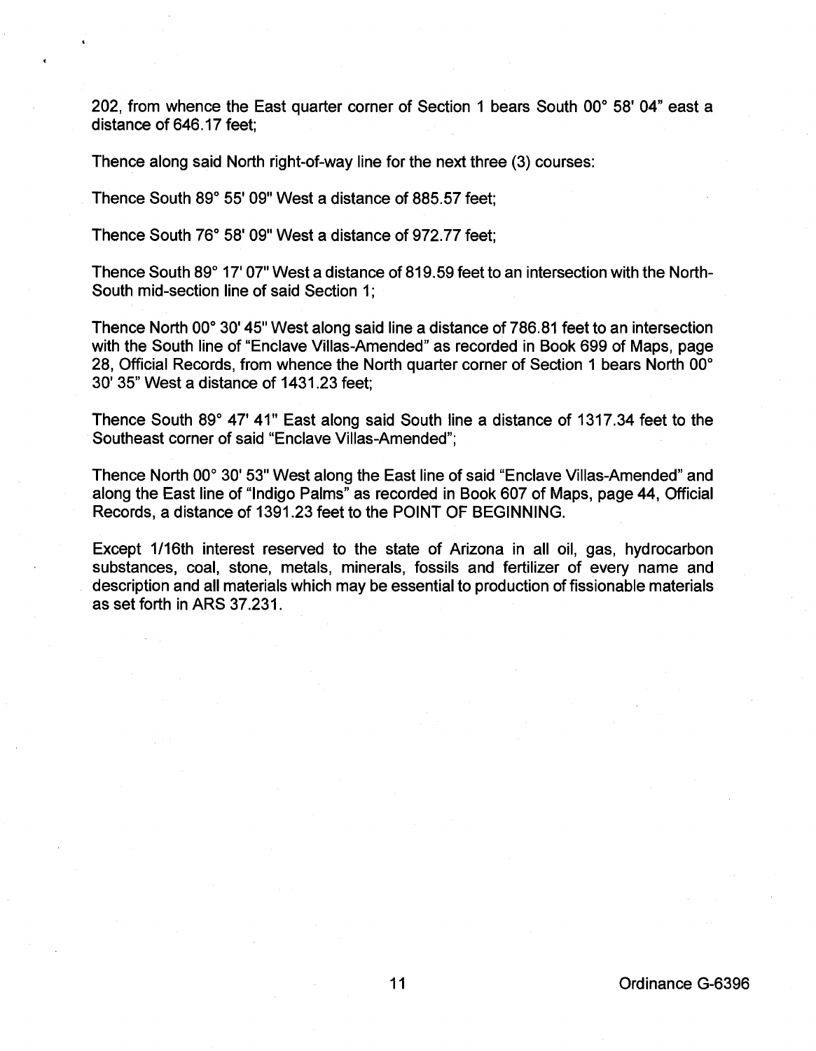202, from whence the East quarter corner of Section 1 bears South 00° 58' 04" east a distance of 646.17 feet;

Thence along said North right-of-way line for the next three (3) courses:

Thence South 89° 55' 09" West a distance of 885.57 feet;

Thence South 76° 58' 09" West a distance of 972.77 feet;

Thence South 89° 17' 07" West a distance of 819.59 feet to an intersection with the North-South mid-section line of said Section 1;

Thence North 00° 30' 45" West along said line a distance of 786.81 feet to an intersection with the South line of "Enclave Villas-Amended" as recorded in Book 699 of Maps, page 28, Official Records, from whence the North quarter corner of Section 1 bears North 00° 30' 35" West a distance of 1431.23 feet;

Thence South 89° 47' 41" East along said South line a distance of 1317.34 feet to the Southeast corner of said "Enclave Villas-Amended";

Thence North 00° 30' 53" West along the East line of said "Enclave Villas-Amended" and along the East line of "Indigo Palms" as recorded in Book 607 of Maps, page 44, Official Records, a distance of 1391.23 feet to the POINT OF BEGINNING.

Except 1/16th interest reserved to the state of Arizona in all oil, gas, hydrocarbon substances, coal, stone, metals, minerals, fossils and fertilizer of every name and description and all materials which may be essential to production of fissionable materials as set forth in ARS 37.231.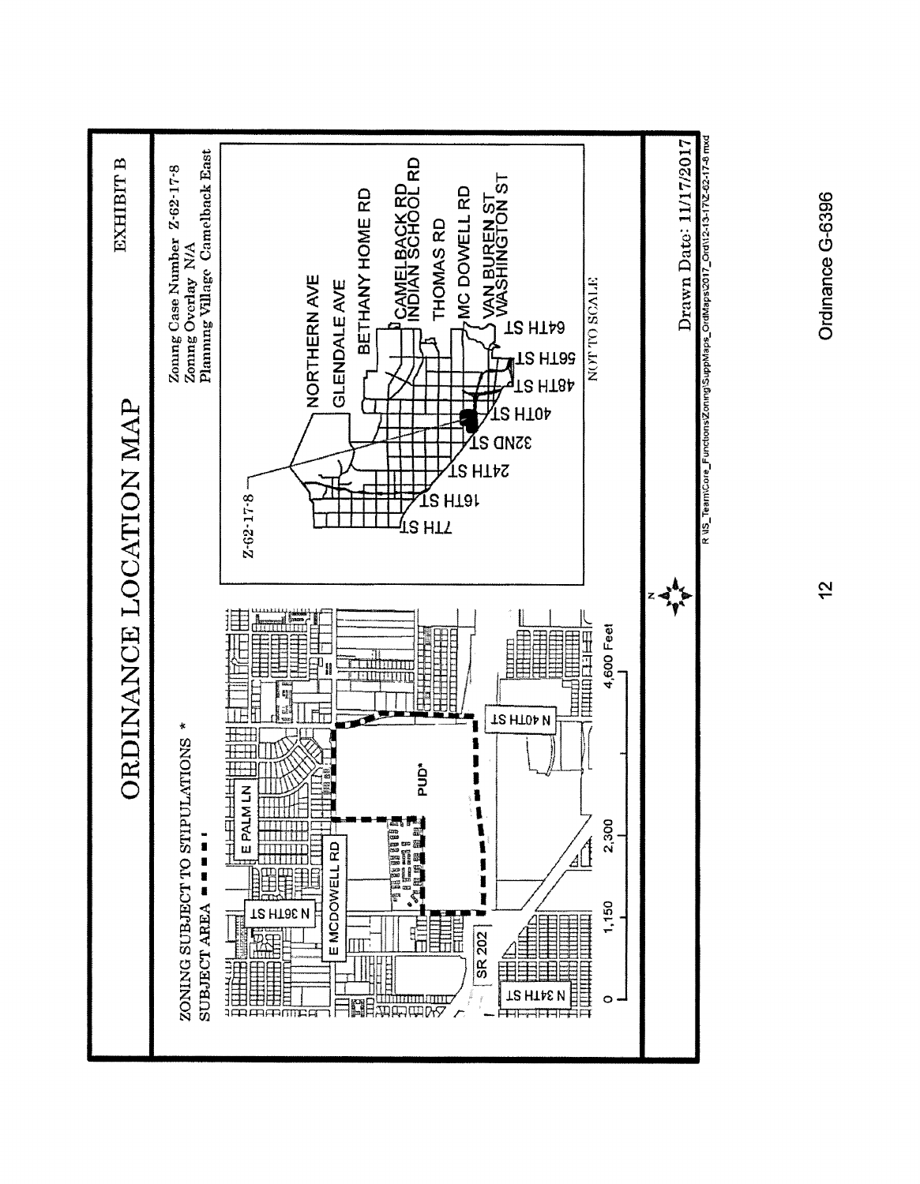# ORDINANCE LOCATION MAP

EXHIBIT B

ZONING SUBJECT TO STIPULATIONS *

SUBJECT AREA

Zoning Case Number Z-62-17-8
Zoning Overlay N/A
Planning Village Camelback East

E PALM LN

E MCDOWELL RD

N 36TH ST

PUD*

N 40TH ST

SR 202

N 34TH ST

0 1,150 2,300 4,600 Feet

Z-62-17-8

NORTHERN AVE
GLENDALE AVE
BETHANY HOME RD
CAMELBACK RD
INDIAN SCHOOL RD
THOMAS RD
MC DOWELL RD
VAN BUREN ST
WASHINGTON ST

7TH ST
16TH ST
24TH ST
32ND ST
40TH ST
48TH ST
56TH ST
64TH ST

NOT TO SCALE

Drawn Date: 11/17/2017

R:\IS_Team\Core_Functions\Zoning\SuppMaps_OrdMaps\2017_Ord\12-13-17\Z-62-17-8.mxd

Ordinance G-6396